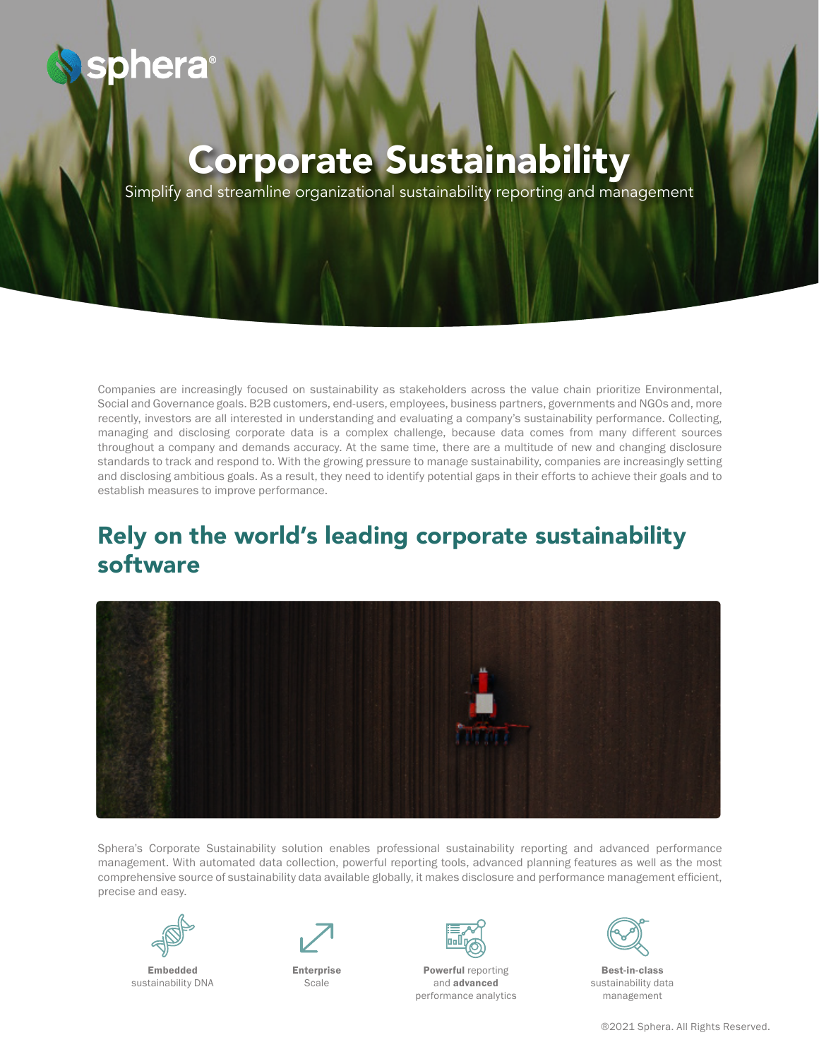# Corporate Sustainability

Simplify and streamline organizational sustainability reporting and management

Companies are increasingly focused on sustainability as stakeholders across the value chain prioritize Environmental, Social and Governance goals. B2B customers, end-users, employees, business partners, governments and NGOs and, more recently, investors are all interested in understanding and evaluating a company's sustainability performance. Collecting, managing and disclosing corporate data is a complex challenge, because data comes from many different sources throughout a company and demands accuracy. At the same time, there are a multitude of new and changing disclosure standards to track and respond to. With the growing pressure to manage sustainability, companies are increasingly setting and disclosing ambitious goals. As a result, they need to identify potential gaps in their efforts to achieve their goals and to establish measures to improve performance.

## Rely on the world's leading corporate sustainability software

Sphera's Corporate Sustainability solution enables professional sustainability reporting and advanced performance management. With automated data collection, powerful reporting tools, advanced planning features as well as the most comprehensive source of sustainability data available globally, it makes disclosure and performance management efficient, precise and easy.

- **Embedded** sustainability DNA
- **Enterprise** Scale
- **Powerful** reporting and **advanced** performance analytics
- **Best-in-class** sustainability data management

®2021 Sphera. All Rights Reserved.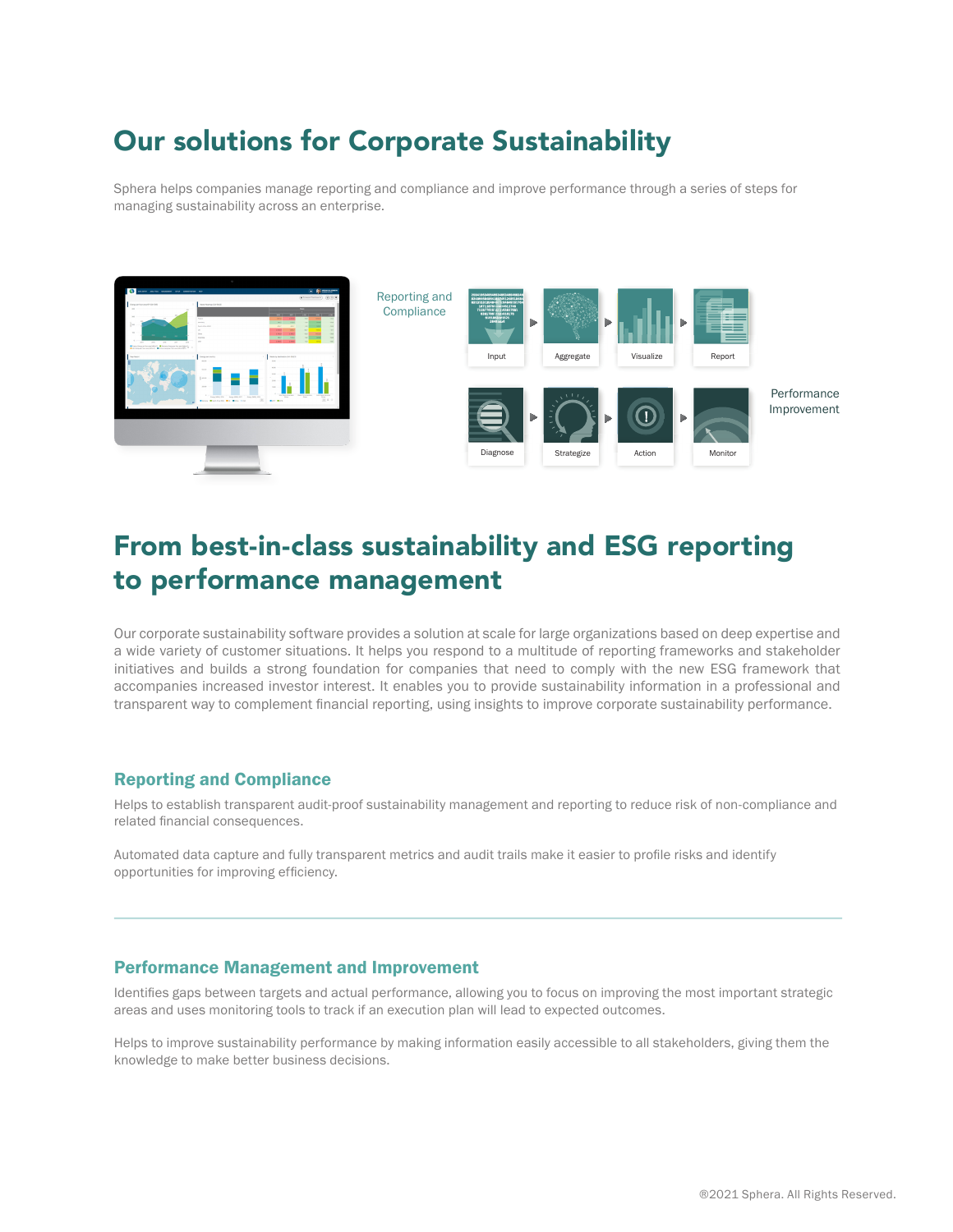# Our solutions for Corporate Sustainability

Sphera helps companies manage reporting and compliance and improve performance through a series of steps for managing sustainability across an enterprise.

Reporting and Compliance

Input ▸ Aggregate ▸ Visualize ▸ Report

Diagnose ▸ Strategize ▸ Action ▸ Monitor

Performance Improvement

# From best-in-class sustainability and ESG reporting to performance management

Our corporate sustainability software provides a solution at scale for large organizations based on deep expertise and a wide variety of customer situations. It helps you respond to a multitude of reporting frameworks and stakeholder initiatives and builds a strong foundation for companies that need to comply with the new ESG framework that accompanies increased investor interest. It enables you to provide sustainability information in a professional and transparent way to complement financial reporting, using insights to improve corporate sustainability performance.

## Reporting and Compliance

Helps to establish transparent audit-proof sustainability management and reporting to reduce risk of non-compliance and related financial consequences.

Automated data capture and fully transparent metrics and audit trails make it easier to profile risks and identify opportunities for improving efficiency.

---

## Performance Management and Improvement

Identifies gaps between targets and actual performance, allowing you to focus on improving the most important strategic areas and uses monitoring tools to track if an execution plan will lead to expected outcomes.

Helps to improve sustainability performance by making information easily accessible to all stakeholders, giving them the knowledge to make better business decisions.

®2021 Sphera. All Rights Reserved.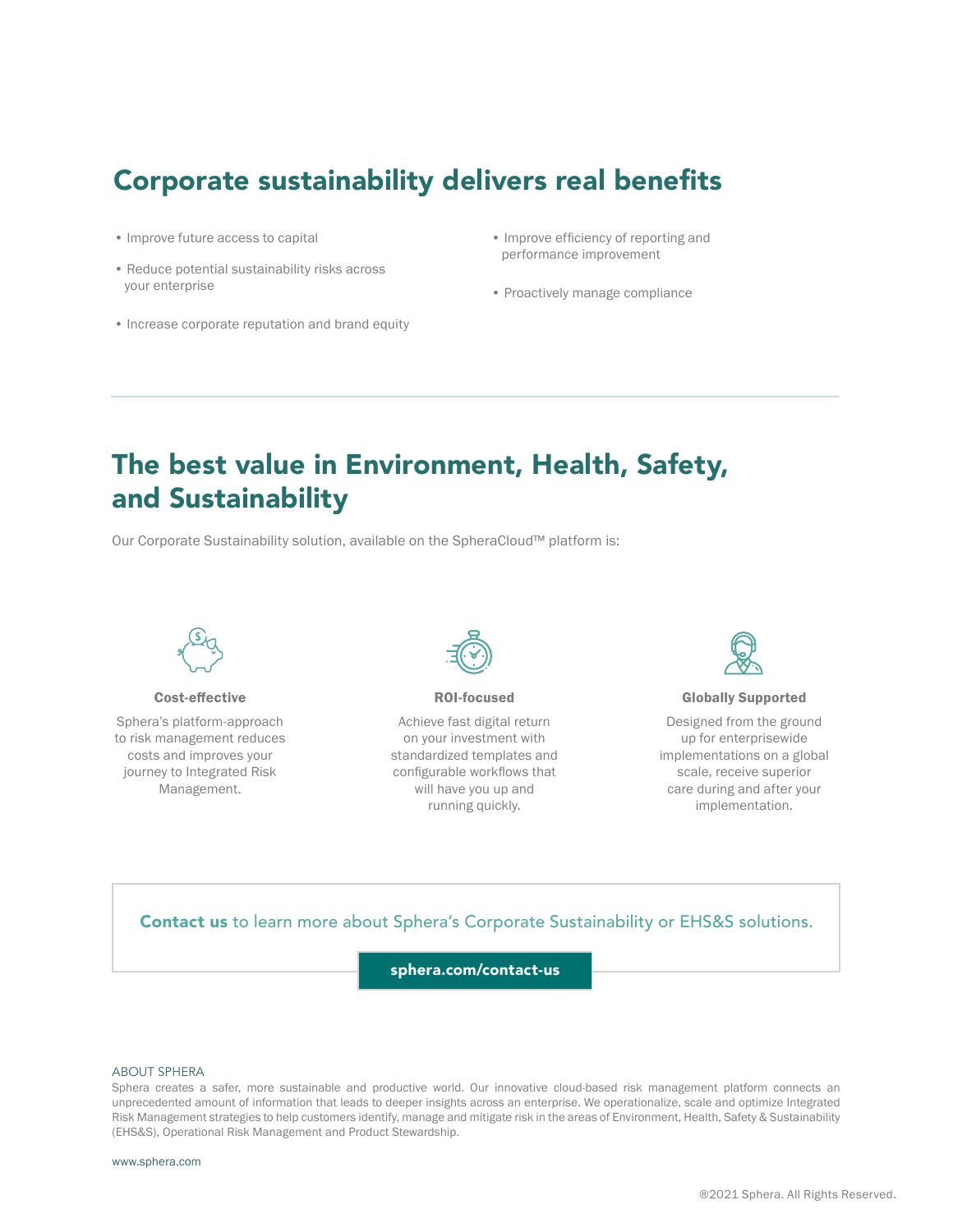## Corporate sustainability delivers real benefits

- Improve future access to capital
- Reduce potential sustainability risks across your enterprise
- Increase corporate reputation and brand equity
- Improve efficiency of reporting and performance improvement
- Proactively manage compliance

## The best value in Environment, Health, Safety, and Sustainability

Our Corporate Sustainability solution, available on the SpheraCloud™ platform is:

**Cost-effective**

Sphera's platform-approach to risk management reduces costs and improves your journey to Integrated Risk Management.

**ROI-focused**

Achieve fast digital return on your investment with standardized templates and configurable workflows that will have you up and running quickly.

**Globally Supported**

Designed from the ground up for enterprisewide implementations on a global scale, receive superior care during and after your implementation.

**Contact us** to learn more about Sphera's Corporate Sustainability or EHS&S solutions.

**sphera.com/contact-us**

ABOUT SPHERA

Sphera creates a safer, more sustainable and productive world. Our innovative cloud-based risk management platform connects an unprecedented amount of information that leads to deeper insights across an enterprise. We operationalize, scale and optimize Integrated Risk Management strategies to help customers identify, manage and mitigate risk in the areas of Environment, Health, Safety & Sustainability (EHS&S), Operational Risk Management and Product Stewardship.

www.sphera.com

®2021 Sphera. All Rights Reserved.